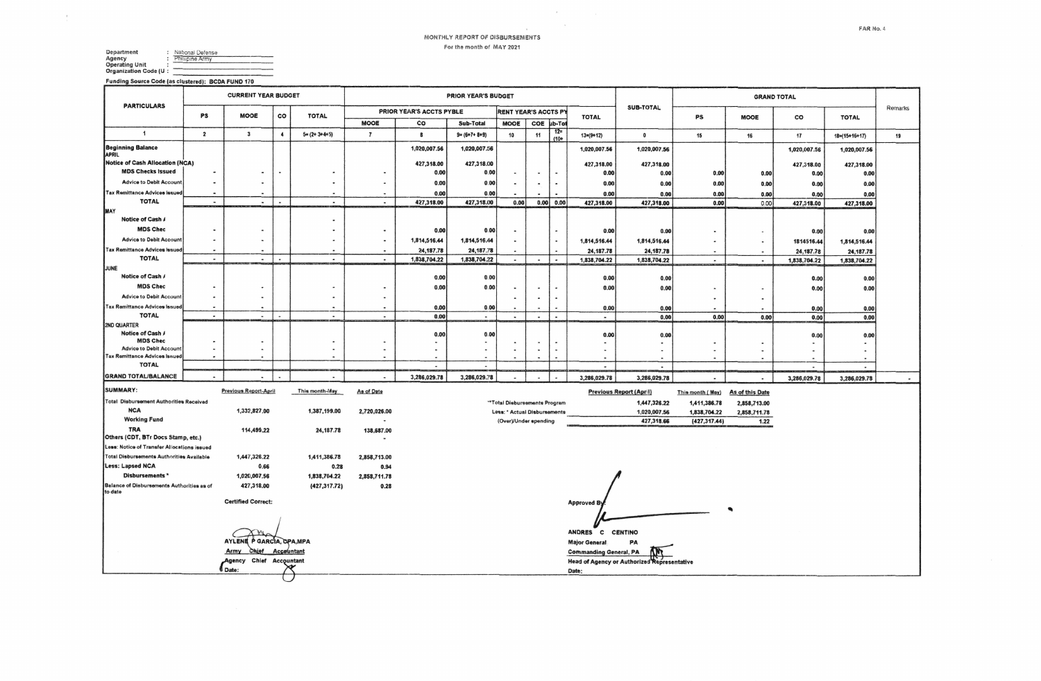FAR No. 4

MONTHLY REPORT OF DISBURSEMENTS

For the month of MAY 2021

Department : National Defense
Agency : Philippine Army
Operating Unit :
Organization Code (U :

Funding Source Code (as clustered): BCDA FUND 170

| PARTICULARS | CURRENT YEAR BUDGET | | | | PRIOR YEAR'S BUDGET | | | | | | | SUB-TOTAL | GRAND TOTAL | | | | Remarks |
|---|---|---|---|---|---|---|---|---|---|---|---|---|---|---|---|---|---|
| | PS | MOOE | CO | TOTAL | PRIOR YEAR'S ACCTS PYBLE | | | RENT YEAR'S ACCTS PY | | | TOTAL | | PS | MOOE | CO | TOTAL | |
| | | | | | MOOE | CO | Sub-Total | MOOE | COE | ub-Tot | | | | | | | |
| 1 | 2 | 3 | 4 | 5=(2+3+4+5) | 7 | 8 | 9=(6+7+8+9) | 10 | 11 | 12=(10+ | 13=(9+12) | 0 | 15 | 16 | 17 | 18=(15+16+17) | 19 |
| Beginning Balance | | | | | | 1,020,007.56 | 1,020,007.56 | | | | 1,020,007.56 | 1,020,007.56 | | | 1,020,007.56 | 1,020,007.56 | |
| APRIL | | | | | | | | | | | | | | | | | |
| Notice of Cash Allocation (NCA) | | | | | | 427,318.00 | 427,318.00 | | | | 427,318.00 | 427,318.00 | | | 427,318.00 | 427,318.00 | |
| MDS Checks Issued | - | - | - | - | - | 0.00 | 0.00 | - | - | - | 0.00 | 0.00 | 0.00 | 0.00 | 0.00 | 0.00 | |
| Advice to Debit Account | - | - | | - | - | 0.00 | 0.00 | - | - | - | 0.00 | 0.00 | 0.00 | 0.00 | 0.00 | 0.00 | |
| Tax Remittance Advices issued | - | - | | - | - | 0.00 | 0.00 | - | - | - | 0.00 | 0.00 | 0.00 | 0.00 | 0.00 | 0.00 | |
| TOTAL | - | - | - | - | - | 427,318.00 | 427,318.00 | 0.00 | 0.00 | 0.00 | 427,318.00 | 427,318.00 | 0.00 | 0.00 | 427,318.00 | 427,318.00 | |
| MAY | | | | | | | | | | | | | | | | | |
| Notice of Cash A | | | | - | | | | | | | | | | | | | |
| MDS Chec | - | - | | - | - | 0.00 | 0.00 | - | | - | 0.00 | 0.00 | - | - | 0.00 | 0.00 | |
| Advice to Debit Account | - | - | | - | - | 1,814,516.44 | 1,814,516.44 | - | | - | 1,814,516.44 | 1,814,516.44 | - | - | 1814516.44 | 1,814,516.44 | |
| Tax Remittance Advices issued | - | - | | - | - | 24,187.78 | 24,187.78 | - | | - | 24,187.78 | 24,187.78 | - | - | 24,187.78 | 24,187.78 | |
| TOTAL | - | - | - | - | - | 1,838,704.22 | 1,838,704.22 | - | - | - | 1,838,704.22 | 1,838,704.22 | - | - | 1,838,704.22 | 1,838,704.22 | |
| JUNE | | | | | | | | | | | | | | | | | |
| Notice of Cash A | | | | | | 0.00 | 0.00 | | | | 0.00 | 0.00 | | | 0.00 | 0.00 | |
| MDS Chec | - | - | | - | - | 0.00 | 0.00 | - | - | - | 0.00 | 0.00 | - | - | 0.00 | 0.00 | |
| Advice to Debit Account | - | - | | - | - | | | - | - | - | | | - | - | | | |
| Tax Remittance Advices issued | - | - | | - | - | 0.00 | 0.00 | - | - | - | 0.00 | 0.00 | - | - | 0.00 | 0.00 | |
| TOTAL | - | - | - | - | - | 0.00 | - | - | - | - | - | 0.00 | 0.00 | 0.00 | 0.00 | 0.00 | |
| 2ND QUARTER | | | | | | | | | | | | | | | | | |
| Notice of Cash A | | | | | | 0.00 | 0.00 | | | | 0.00 | 0.00 | | | 0.00 | 0.00 | |
| MDS Chec | - | - | | - | - | - | - | - | - | - | - | - | - | - | - | - | |
| Advice to Debit Account | - | - | | - | - | - | - | - | - | - | - | - | - | - | - | - | |
| Tax Remittance Advices issued | - | - | | - | - | - | - | - | - | - | - | - | - | - | - | - | |
| TOTAL | | | | | | - | - | | | | - | - | | | - | - | |
| GRAND TOTAL/BALANCE | - | - | - | - | - | 3,286,029.78 | 3,286,029.78 | - | - | - | 3,286,029.78 | 3,286,029.78 | - | - | 3,286,029.78 | 3,286,029.78 | - |

| SUMMARY: | Previous Report-April | This month-May | As of Date |
|---|---|---|---|
| Total Disbursement Authorities Received | | | |
| NCA | 1,332,827.00 | 1,387,199.00 | 2,720,026.00 |
| Working Fund | | | - |
| TRA | 114,499.22 | 24,187.78 | 138,687.00 |
| Others (CDT, BTr Docs Stamp, etc.) | | | - |
| Less: Notice of Transfer Allocations issued | | | |
| Total Disbursements Authorities Available | 1,447,326.22 | 1,411,386.78 | 2,858,713.00 |
| Less: Lapsed NCA | 0.66 | 0.28 | 0.94 |
| Disbursements * | 1,020,007.56 | 1,838,704.22 | 2,858,711.78 |
| Balance of Disbursements Authorities as of to date | 427,318.00 | (427,317.72) | 0.28 |

| | Previous Report (April) | This month ( May) | As of this Date |
|---|---|---|---|
| **Total Disbursements Program | 1,447,326.22 | 1,411,386.78 | 2,858,713.00 |
| Less: * Actual Disbursements | 1,020,007.56 | 1,838,704.22 | 2,858,711.78 |
| (Over)/Under spending | 427,318.66 | (427,317.44) | 1.22 |

Certified Correct:

AYLENE P GARCIA, CPA,MPA
Army Chief Accountant
Agency Chief Accountant
Date:

Approved By:

ANDRES C CENTINO
Major General PA
Commanding General, PA
Head of Agency or Authorized Representative
Date: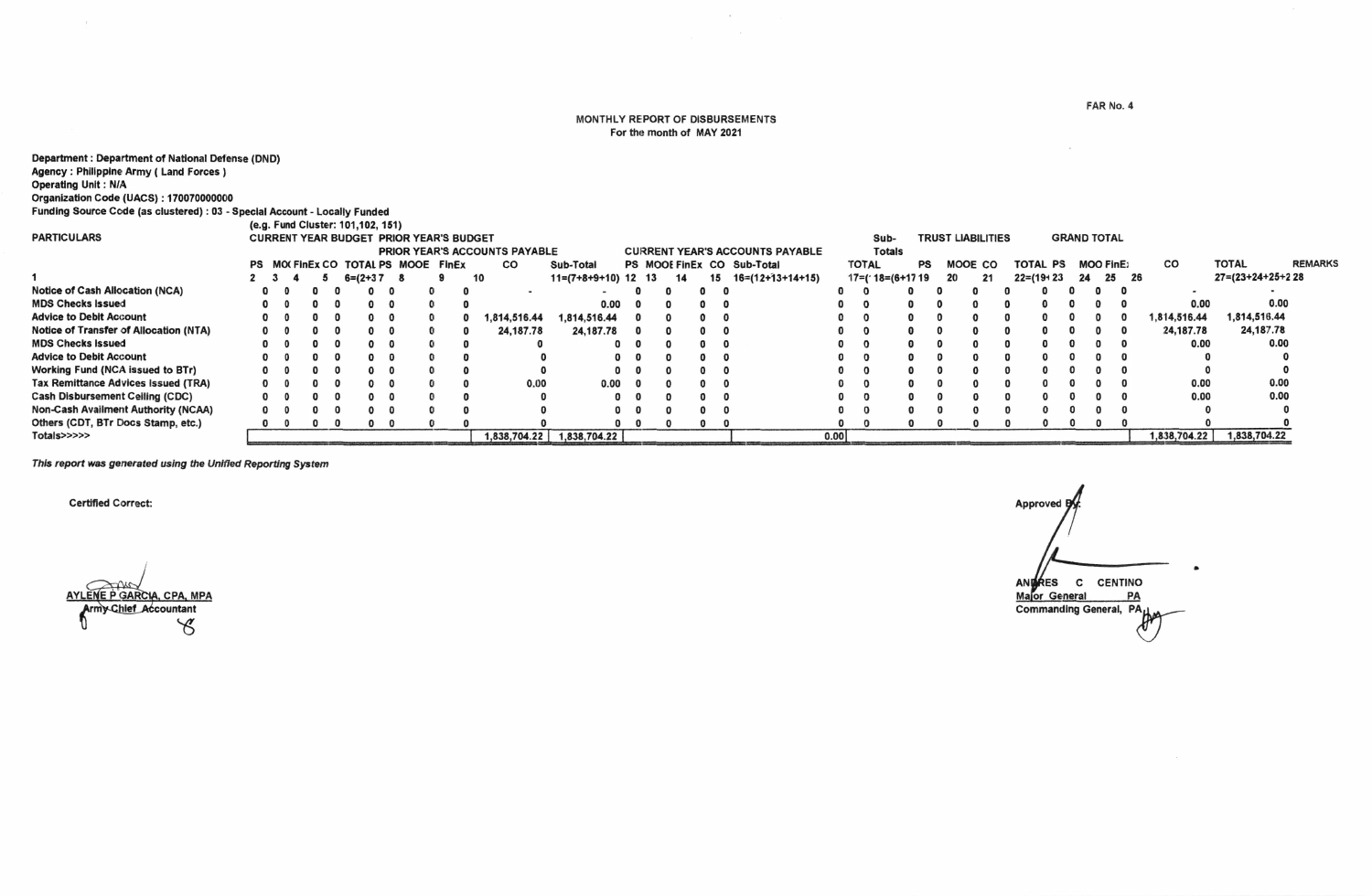FAR No. 4

MONTHLY REPORT OF DISBURSEMENTS
For the month of MAY 2021

**Department : Department of National Defense (DND)**
**Agency : Philippine Army ( Land Forces )**
**Operating Unit : N/A**
**Organization Code (UACS) : 170070000000**
**Funding Source Code (as clustered) : 03 - Special Account - Locally Funded**
(e.g. Fund Cluster: 101,102, 151)

| PARTICULARS | CURRENT YEAR BUDGET | | | | | PRIOR YEAR'S BUDGET | | | | | CURRENT YEAR'S ACCOUNTS PAYABLE | | | | | Sub-Totals | TRUST LIABILITIES | | | | GRAND TOTAL | | | | | REMARKS |
|---|---|---|---|---|---|---|---|---|---|---|---|---|---|---|---|---|---|---|---|---|---|---|---|---|---|---|
| | | | | | | PRIOR YEAR'S ACCOUNTS PAYABLE | | | | | | | | | | | | | | | | | | | | |
| | PS | MOOE | FinEx | CO | TOTAL | PS | MOOE | FinEx | CO | Sub-Total | PS | MOOE | FinEx | CO | Sub-Total | TOTAL | PS | MOOE | CO | TOTAL | PS | MOOE | FinEx | CO | TOTAL | |
| 1 | 2 | 3 | 4 | 5 | 6=(2+3+4+5) | 7 | 8 | 9 | 10 | 11=(7+8+9+10) | 12 | 13 | 14 | 15 | 16=(12+13+14+15) | 17=(6+11+16) | 18 | 19 | 20 | 21 | 22=(19+... | 23 | 24 | 25 | 27=(23+24+25+26) | 28 |
| Notice of Cash Allocation (NCA) | 0 | 0 | 0 | 0 | 0 | 0 | 0 | 0 | - | - | 0 | 0 | 0 | 0 | 0 | 0 | 0 | 0 | 0 | 0 | 0 | 0 | 0 | - | - | |
| MDS Checks Issued | 0 | 0 | 0 | 0 | 0 | 0 | 0 | 0 | | 0.00 | 0 | 0 | 0 | 0 | 0 | 0 | 0 | 0 | 0 | 0 | 0 | 0 | 0 | 0.00 | 0.00 | |
| Advice to Debit Account | 0 | 0 | 0 | 0 | 0 | 0 | 0 | 0 | 1,814,516.44 | 1,814,516.44 | 0 | 0 | 0 | 0 | 0 | 0 | 0 | 0 | 0 | 0 | 0 | 0 | 0 | 1,814,516.44 | 1,814,516.44 | |
| Notice of Transfer of Allocation (NTA) | 0 | 0 | 0 | 0 | 0 | 0 | 0 | 0 | 24,187.78 | 24,187.78 | 0 | 0 | 0 | 0 | 0 | 0 | 0 | 0 | 0 | 0 | 0 | 0 | 0 | 24,187.78 | 24,187.78 | |
| MDS Checks Issued | 0 | 0 | 0 | 0 | 0 | 0 | 0 | 0 | 0 | 0 | 0 | 0 | 0 | 0 | 0 | 0 | 0 | 0 | 0 | 0 | 0 | 0 | 0 | 0.00 | 0.00 | |
| Advice to Debit Account | 0 | 0 | 0 | 0 | 0 | 0 | 0 | 0 | 0 | 0 | 0 | 0 | 0 | 0 | 0 | 0 | 0 | 0 | 0 | 0 | 0 | 0 | 0 | 0 | 0 | |
| Working Fund (NCA issued to BTr) | 0 | 0 | 0 | 0 | 0 | 0 | 0 | 0 | 0 | 0 | 0 | 0 | 0 | 0 | 0 | 0 | 0 | 0 | 0 | 0 | 0 | 0 | 0 | 0 | 0 | |
| Tax Remittance Advices Issued (TRA) | 0 | 0 | 0 | 0 | 0 | 0 | 0 | 0 | 0.00 | 0.00 | 0 | 0 | 0 | 0 | 0 | 0 | 0 | 0 | 0 | 0 | 0 | 0 | 0 | 0.00 | 0.00 | |
| Cash Disbursement Ceiling (CDC) | 0 | 0 | 0 | 0 | 0 | 0 | 0 | 0 | 0 | 0 | 0 | 0 | 0 | 0 | 0 | 0 | 0 | 0 | 0 | 0 | 0 | 0 | 0 | 0.00 | 0.00 | |
| Non-Cash Availment Authority (NCAA) | 0 | 0 | 0 | 0 | 0 | 0 | 0 | 0 | 0 | 0 | 0 | 0 | 0 | 0 | 0 | 0 | 0 | 0 | 0 | 0 | 0 | 0 | 0 | 0 | 0 | |
| Others (CDT, BTr Docs Stamp, etc.) | 0 | 0 | 0 | 0 | 0 | 0 | 0 | 0 | 0 | 0 | 0 | 0 | 0 | 0 | 0 | 0 | 0 | 0 | 0 | 0 | 0 | 0 | 0 | 0 | 0 | |
| Totals>>>>> | | | | | | | | | 1,838,704.22 | 1,838,704.22 | | | | | | 0.00 | | | | | | | | 1,838,704.22 | 1,838,704.22 | |

*This report was generated using the Unified Reporting System*

Certified Correct:

AYLENE P GARCIA, CPA, MPA
Army Chief Accountant

Approved By:

ANDRES C CENTINO
Major General PA
Commanding General, PA